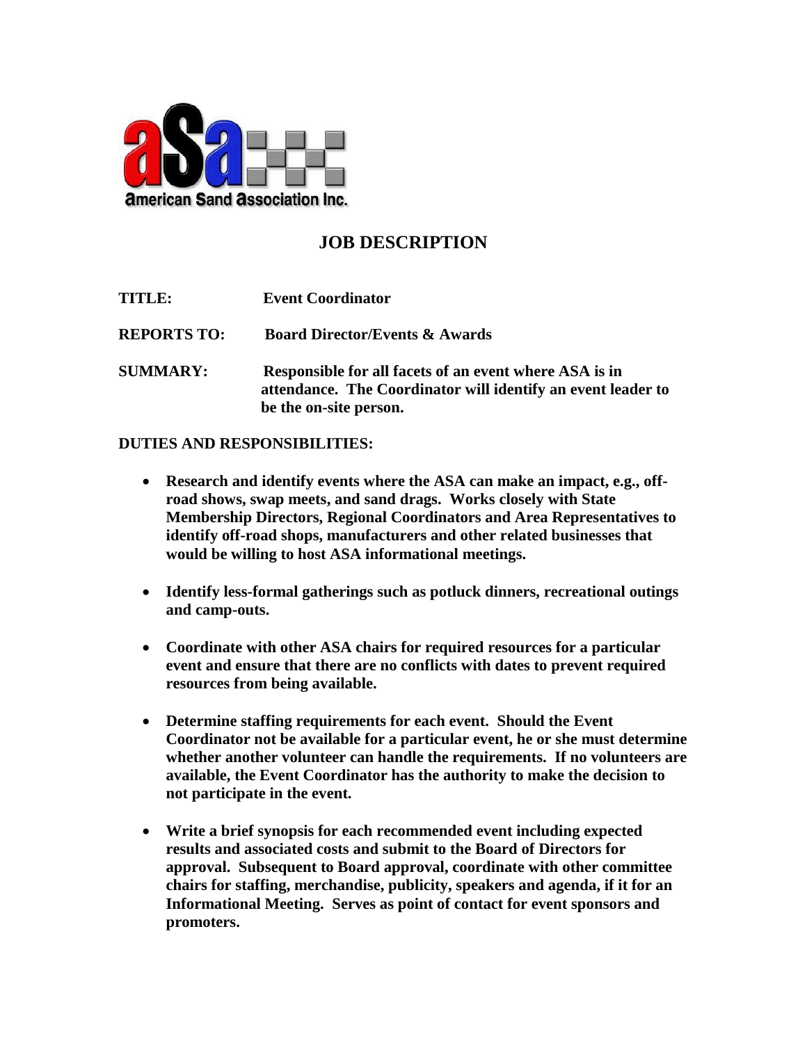aSa American Sand Association Inc.

# JOB DESCRIPTION

**TITLE:** **Event Coordinator**

**REPORTS TO:** **Board Director/Events & Awards**

**SUMMARY:** **Responsible for all facets of an event where ASA is in attendance. The Coordinator will identify an event leader to be the on-site person.**

**DUTIES AND RESPONSIBILITIES:**

- **Research and identify events where the ASA can make an impact, e.g., off-road shows, swap meets, and sand drags. Works closely with State Membership Directors, Regional Coordinators and Area Representatives to identify off-road shops, manufacturers and other related businesses that would be willing to host ASA informational meetings.**

- **Identify less-formal gatherings such as potluck dinners, recreational outings and camp-outs.**

- **Coordinate with other ASA chairs for required resources for a particular event and ensure that there are no conflicts with dates to prevent required resources from being available.**

- **Determine staffing requirements for each event. Should the Event Coordinator not be available for a particular event, he or she must determine whether another volunteer can handle the requirements. If no volunteers are available, the Event Coordinator has the authority to make the decision to not participate in the event.**

- **Write a brief synopsis for each recommended event including expected results and associated costs and submit to the Board of Directors for approval. Subsequent to Board approval, coordinate with other committee chairs for staffing, merchandise, publicity, speakers and agenda, if it for an Informational Meeting. Serves as point of contact for event sponsors and promoters.**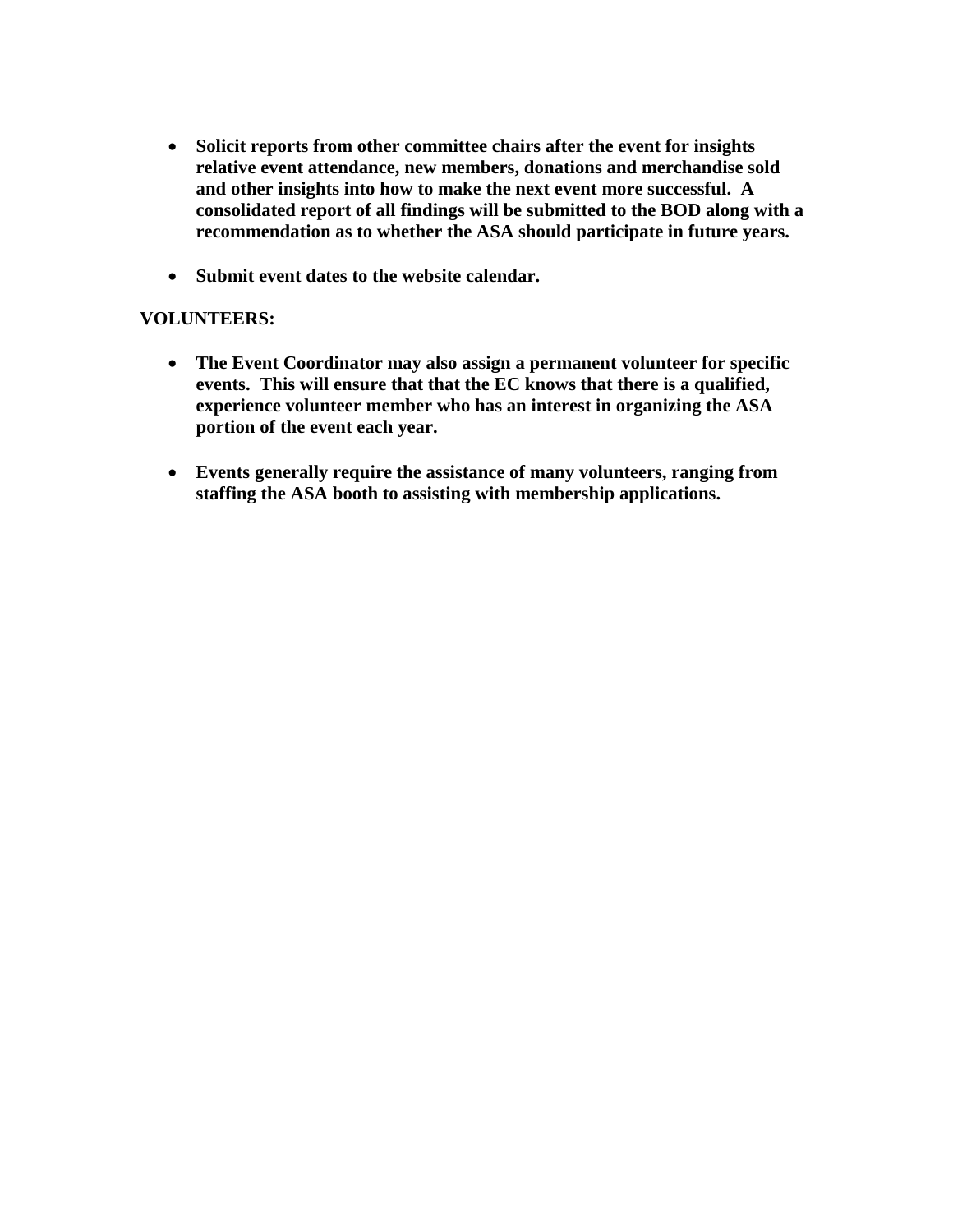- **Solicit reports from other committee chairs after the event for insights relative event attendance, new members, donations and merchandise sold and other insights into how to make the next event more successful. A consolidated report of all findings will be submitted to the BOD along with a recommendation as to whether the ASA should participate in future years.**

- **Submit event dates to the website calendar.**

**VOLUNTEERS:**

- **The Event Coordinator may also assign a permanent volunteer for specific events. This will ensure that that the EC knows that there is a qualified, experience volunteer member who has an interest in organizing the ASA portion of the event each year.**

- **Events generally require the assistance of many volunteers, ranging from staffing the ASA booth to assisting with membership applications.**